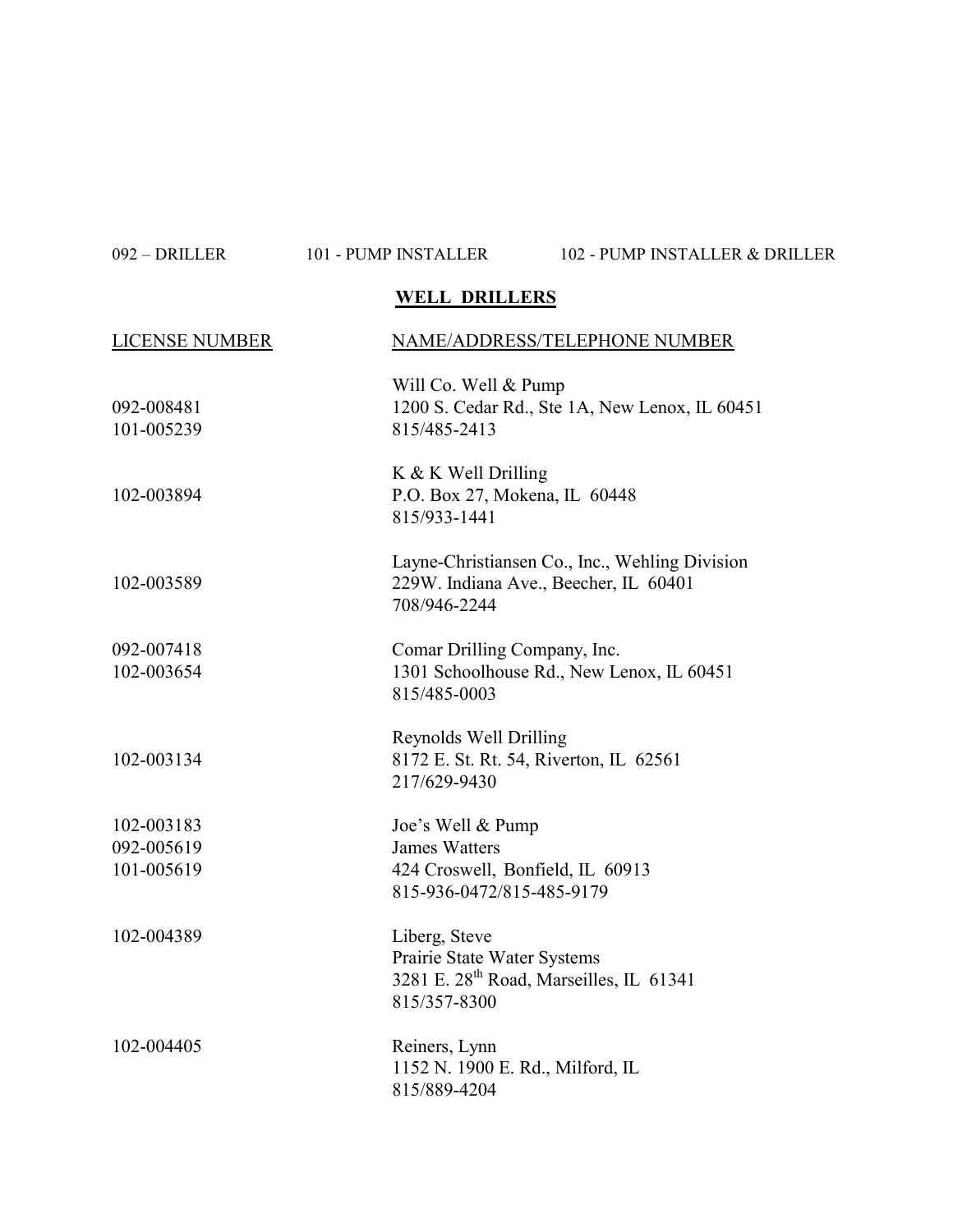092 – DRILLER    101 - PUMP INSTALLER    102 - PUMP INSTALLER & DRILLER

## WELL DRILLERS

| LICENSE NUMBER | NAME/ADDRESS/TELEPHONE NUMBER |
|---|---|
| 092-008481<br>101-005239 | Will Co. Well & Pump<br>1200 S. Cedar Rd., Ste 1A, New Lenox, IL 60451<br>815/485-2413 |
| 102-003894 | K & K Well Drilling<br>P.O. Box 27, Mokena, IL 60448<br>815/933-1441 |
| 102-003589 | Layne-Christiansen Co., Inc., Wehling Division<br>229W. Indiana Ave., Beecher, IL 60401<br>708/946-2244 |
| 092-007418<br>102-003654 | Comar Drilling Company, Inc.<br>1301 Schoolhouse Rd., New Lenox, IL 60451<br>815/485-0003 |
| 102-003134 | Reynolds Well Drilling<br>8172 E. St. Rt. 54, Riverton, IL 62561<br>217/629-9430 |
| 102-003183<br>092-005619<br>101-005619 | Joe's Well & Pump<br>James Watters<br>424 Croswell, Bonfield, IL 60913<br>815-936-0472/815-485-9179 |
| 102-004389 | Liberg, Steve<br>Prairie State Water Systems<br>3281 E. 28th Road, Marseilles, IL 61341<br>815/357-8300 |
| 102-004405 | Reiners, Lynn<br>1152 N. 1900 E. Rd., Milford, IL<br>815/889-4204 |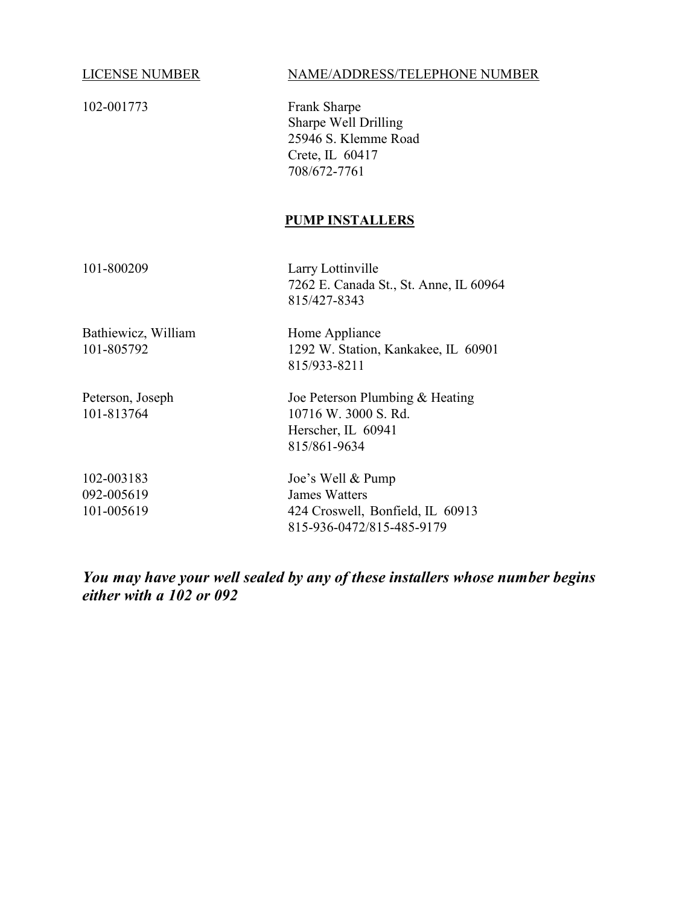| LICENSE NUMBER | NAME/ADDRESS/TELEPHONE NUMBER |
|---|---|
| 102-001773 | Frank Sharpe<br>Sharpe Well Drilling<br>25946 S. Klemme Road<br>Crete, IL 60417<br>708/672-7761 |

## PUMP INSTALLERS

| | |
|---|---|
| 101-800209 | Larry Lottinville<br>7262 E. Canada St., St. Anne, IL 60964<br>815/427-8343 |
| Bathiewicz, William<br>101-805792 | Home Appliance<br>1292 W. Station, Kankakee, IL 60901<br>815/933-8211 |
| Peterson, Joseph<br>101-813764 | Joe Peterson Plumbing & Heating<br>10716 W. 3000 S. Rd.<br>Herscher, IL 60941<br>815/861-9634 |
| 102-003183<br>092-005619<br>101-005619 | Joe's Well & Pump<br>James Watters<br>424 Croswell, Bonfield, IL 60913<br>815-936-0472/815-485-9179 |

***You may have your well sealed by any of these installers whose number begins either with a 102 or 092***